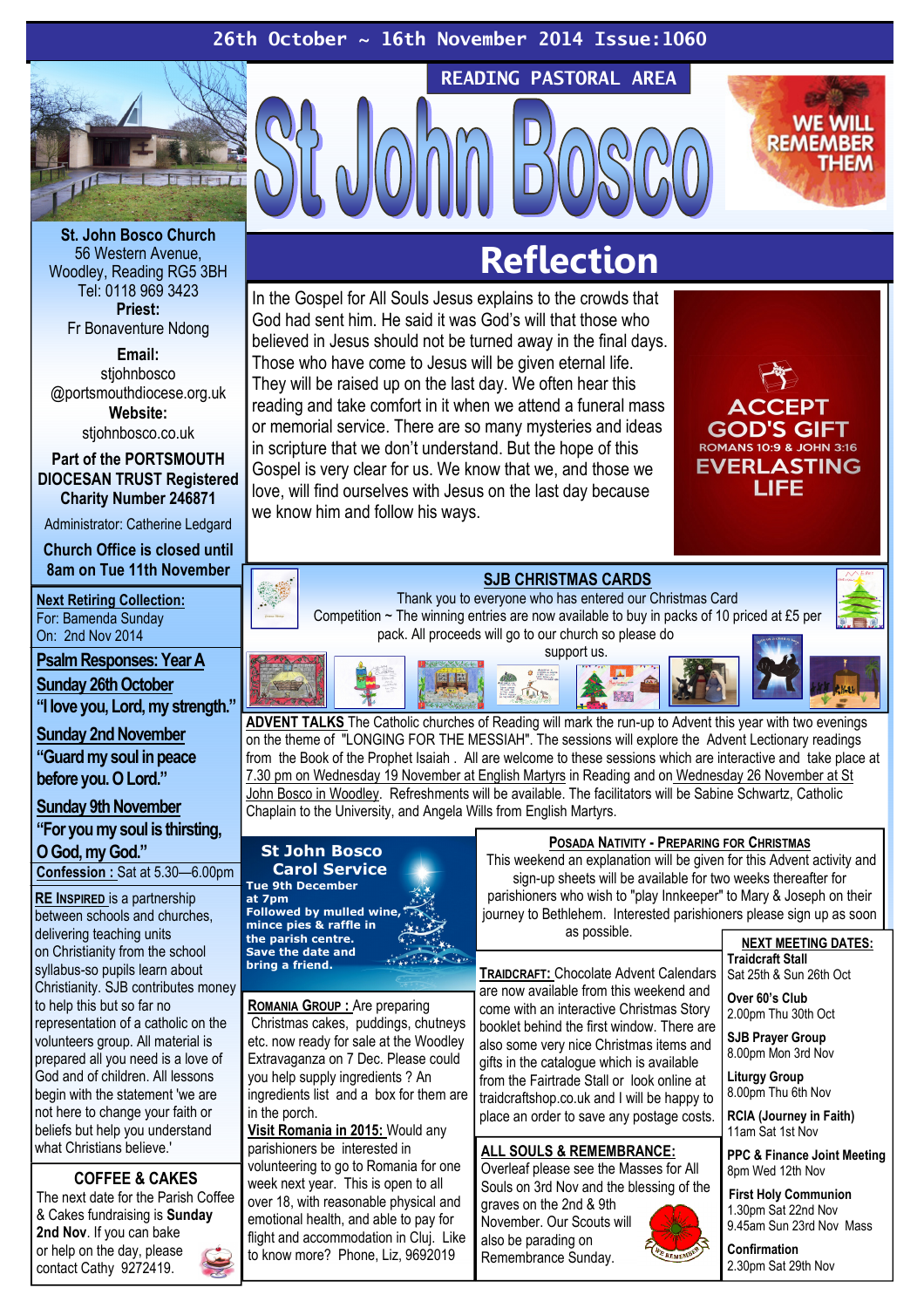26th October ~ 16th November 2014 Issue:1060

READING PASTORAL AREA

# St John Bosco

WE WILL REMEMBER THEM

**St. John Bosco Church**
56 Western Avenue, Woodley, Reading RG5 3BH
Tel: 0118 969 3423

**Priest:**
Fr Bonaventure Ndong

**Email:**
stjohnbosco@portsmouthdiocese.org.uk

**Website:**
stjohnbosco.co.uk

**Part of the PORTSMOUTH DIOCESAN TRUST Registered Charity Number 246871**

Administrator: Catherine Ledgard

**Church Office is closed until 8am on Tue 11th November**

**Next Retiring Collection:**
For: Bamenda Sunday
On: 2nd Nov 2014

**Psalm Responses: Year A**

**Sunday 26th October**
**"I love you, Lord, my strength."**

**Sunday 2nd November**
**"Guard my soul in peace before you. O Lord."**

**Sunday 9th November**
**"For you my soul is thirsting, O God, my God."**

**Confession :** Sat at 5.30—6.00pm

**RE INSPIRED** is a partnership between schools and churches, delivering teaching units on Christianity from the school syllabus-so pupils learn about Christianity. SJB contributes money to help this but so far no representation of a catholic on the volunteers group. All material is prepared all you need is a love of God and of children. All lessons begin with the statement 'we are not here to change your faith or beliefs but help you understand what Christians believe.'

## COFFEE & CAKES

The next date for the Parish Coffee & Cakes fundraising is **Sunday 2nd Nov**. If you can bake or help on the day, please contact Cathy 9272419.

## Reflection

In the Gospel for All Souls Jesus explains to the crowds that God had sent him. He said it was God's will that those who believed in Jesus should not be turned away in the final days. Those who have come to Jesus will be given eternal life. They will be raised up on the last day. We often hear this reading and take comfort in it when we attend a funeral mass or memorial service. There are so many mysteries and ideas in scripture that we don't understand. But the hope of this Gospel is very clear for us. We know that we, and those we love, will find ourselves with Jesus on the last day because we know him and follow his ways.

ACCEPT GOD'S GIFT
ROMANS 10:9 & JOHN 3:16
EVERLASTING LIFE

## SJB CHRISTMAS CARDS

Thank you to everyone who has entered our Christmas Card Competition ~ The winning entries are now available to buy in packs of 10 priced at £5 per pack. All proceeds will go to our church so please do support us.

**ADVENT TALKS** The Catholic churches of Reading will mark the run-up to Advent this year with two evenings on the theme of "LONGING FOR THE MESSIAH". The sessions will explore the Advent Lectionary readings from the Book of the Prophet Isaiah . All are welcome to these sessions which are interactive and take place at 7.30 pm on Wednesday 19 November at English Martyrs in Reading and on Wednesday 26 November at St John Bosco in Woodley. Refreshments will be available. The facilitators will be Sabine Schwartz, Catholic Chaplain to the University, and Angela Wills from English Martyrs.

## St John Bosco Carol Service

**Tue 9th December at 7pm**
**Followed by mulled wine, mince pies & raffle in the parish centre.**
**Save the date and bring a friend.**

**ROMANIA GROUP :** Are preparing Christmas cakes, puddings, chutneys etc. now ready for sale at the Woodley Extravaganza on 7 Dec. Please could you help supply ingredients ? An ingredients list and a box for them are in the porch.

**Visit Romania in 2015:** Would any parishioners be interested in volunteering to go to Romania for one week next year. This is open to all over 18, with reasonable physical and emotional health, and able to pay for flight and accommodation in Cluj. Like to know more? Phone, Liz, 9692019

## POSADA NATIVITY - PREPARING FOR CHRISTMAS

This weekend an explanation will be given for this Advent activity and sign-up sheets will be available for two weeks thereafter for parishioners who wish to "play Innkeeper" to Mary & Joseph on their journey to Bethlehem. Interested parishioners please sign up as soon as possible.

**TRAIDCRAFT:** Chocolate Advent Calendars are now available from this weekend and come with an interactive Christmas Story booklet behind the first window. There are also some very nice Christmas items and gifts in the catalogue which is available from the Fairtrade Stall or look online at traidcraftshop.co.uk and I will be happy to place an order to save any postage costs.

**ALL SOULS & REMEMBRANCE:**
Overleaf please see the Masses for All Souls on 3rd Nov and the blessing of the graves on the 2nd & 9th November. Our Scouts will also be parading on Remembrance Sunday.

## NEXT MEETING DATES:

**Traidcraft Stall**
Sat 25th & Sun 26th Oct

**Over 60's Club**
2.00pm Thu 30th Oct

**SJB Prayer Group**
8.00pm Mon 3rd Nov

**Liturgy Group**
8.00pm Thu 6th Nov

**RCIA (Journey in Faith)**
11am Sat 1st Nov

**PPC & Finance Joint Meeting**
8pm Wed 12th Nov

**First Holy Communion**
1.30pm Sat 22nd Nov
9.45am Sun 23rd Nov Mass

**Confirmation**
2.30pm Sat 29th Nov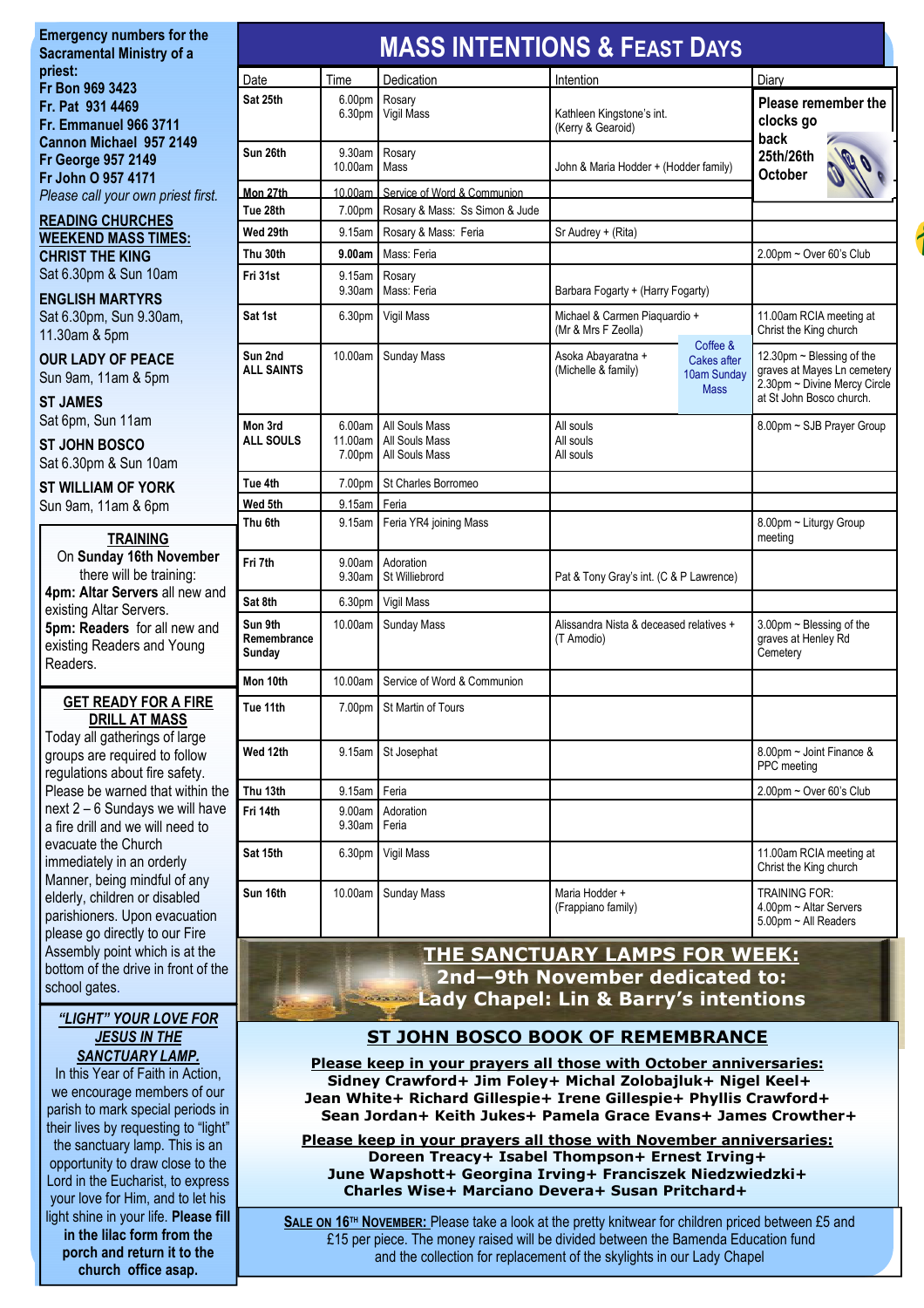**Emergency numbers for the Sacramental Ministry of a priest:**
**Fr Bon 969 3423**
**Fr. Pat 931 4469**
**Fr. Emmanuel 966 3711**
**Cannon Michael 957 2149**
**Fr George 957 2149**
**Fr John O 957 4171**
*Please call your own priest first.*

**READING CHURCHES WEEKEND MASS TIMES:**

**CHRIST THE KING**
Sat 6.30pm & Sun 10am

**ENGLISH MARTYRS**
Sat 6.30pm, Sun 9.30am, 11.30am & 5pm

**OUR LADY OF PEACE**
Sun 9am, 11am & 5pm

**ST JAMES**
Sat 6pm, Sun 11am

**ST JOHN BOSCO**
Sat 6.30pm & Sun 10am

**ST WILLIAM OF YORK**
Sun 9am, 11am & 6pm

**TRAINING**

On **Sunday 16th November** there will be training:
**4pm: Altar Servers** all new and existing Altar Servers.
**5pm: Readers** for all new and existing Readers and Young Readers.

**GET READY FOR A FIRE DRILL AT MASS**

Today all gatherings of large groups are required to follow regulations about fire safety. Please be warned that within the next 2 – 6 Sundays we will have a fire drill and we will need to evacuate the Church immediately in an orderly Manner, being mindful of any elderly, children or disabled parishioners. Upon evacuation please go directly to our Fire Assembly point which is at the bottom of the drive in front of the school gates.

***"LIGHT" YOUR LOVE FOR JESUS IN THE SANCTUARY LAMP.***

In this Year of Faith in Action, we encourage members of our parish to mark special periods in their lives by requesting to "light" the sanctuary lamp. This is an opportunity to draw close to the Lord in the Eucharist, to express your love for Him, and to let his light shine in your life. **Please fill in the lilac form from the porch and return it to the church office asap.**

# MASS INTENTIONS & FEAST DAYS

| Date | Time | Dedication | Intention | Diary |
|---|---|---|---|---|
| **Sat 25th** | 6.00pm<br>6.30pm | Rosary<br>Vigil Mass | Kathleen Kingstone's int. (Kerry & Gearoid) | **Please remember the clocks go back 25th/26th October** |
| **Sun 26th** | 9.30am<br>10.00am | Rosary<br>Mass | John & Maria Hodder + (Hodder family) | |
| **Mon 27th** | 10.00am | Service of Word & Communion | | |
| **Tue 28th** | 7.00pm | Rosary & Mass: Ss Simon & Jude | | |
| **Wed 29th** | 9.15am | Rosary & Mass: Feria | Sr Audrey + (Rita) | |
| **Thu 30th** | **9.00am** | Mass: Feria | | 2.00pm ~ Over 60's Club |
| **Fri 31st** | 9.15am<br>9.30am | Rosary<br>Mass: Feria | Barbara Fogarty + (Harry Fogarty) | |
| **Sat 1st** | 6.30pm | Vigil Mass | Michael & Carmen Piaquardio + (Mr & Mrs F Zeolla) | 11.00am RCIA meeting at Christ the King church |
| **Sun 2nd ALL SAINTS** | 10.00am | Sunday Mass | Asoka Abayaratna + (Michelle & family) — Coffee & Cakes after 10am Sunday Mass | 12.30pm ~ Blessing of the graves at Mayes Ln cemetery<br>2.30pm ~ Divine Mercy Circle at St John Bosco church. |
| **Mon 3rd ALL SOULS** | 6.00am<br>11.00am<br>7.00pm | All Souls Mass<br>All Souls Mass<br>All Souls Mass | All souls<br>All souls<br>All souls | 8.00pm ~ SJB Prayer Group |
| **Tue 4th** | 7.00pm | St Charles Borromeo | | |
| **Wed 5th** | 9.15am | Feria | | |
| **Thu 6th** | 9.15am | Feria YR4 joining Mass | | 8.00pm ~ Liturgy Group meeting |
| **Fri 7th** | 9.00am<br>9.30am | Adoration<br>St Williebrord | Pat & Tony Gray's int. (C & P Lawrence) | |
| **Sat 8th** | 6.30pm | Vigil Mass | | |
| **Sun 9th Remembrance Sunday** | 10.00am | Sunday Mass | Alissandra Nista & deceased relatives + (T Amodio) | 3.00pm ~ Blessing of the graves at Henley Rd Cemetery |
| **Mon 10th** | 10.00am | Service of Word & Communion | | |
| **Tue 11th** | 7.00pm | St Martin of Tours | | |
| **Wed 12th** | 9.15am | St Josephat | | 8.00pm ~ Joint Finance & PPC meeting |
| **Thu 13th** | 9.15am | Feria | | 2.00pm ~ Over 60's Club |
| **Fri 14th** | 9.00am<br>9.30am | Adoration<br>Feria | | |
| **Sat 15th** | 6.30pm | Vigil Mass | | 11.00am RCIA meeting at Christ the King church |
| **Sun 16th** | 10.00am | Sunday Mass | Maria Hodder + (Frappiano family) | TRAINING FOR:<br>4.00pm ~ Altar Servers<br>5.00pm ~ All Readers |

**THE SANCTUARY LAMPS FOR WEEK:**
**2nd—9th November dedicated to:**
**Lady Chapel: Lin & Barry's intentions**

## ST JOHN BOSCO BOOK OF REMEMBRANCE

**Please keep in your prayers all those with October anniversaries:**
**Sidney Crawford+ Jim Foley+ Michal Zolobajluk+ Nigel Keel+ Jean White+ Richard Gillespie+ Irene Gillespie+ Phyllis Crawford+ Sean Jordan+ Keith Jukes+ Pamela Grace Evans+ James Crowther+**

**Please keep in your prayers all those with November anniversaries:**
**Doreen Treacy+ Isabel Thompson+ Ernest Irving+ June Wapshott+ Georgina Irving+ Franciszek Niedzwiedzki+ Charles Wise+ Marciano Devera+ Susan Pritchard+**

**SALE ON 16TH NOVEMBER:** Please take a look at the pretty knitwear for children priced between £5 and £15 per piece. The money raised will be divided between the Bamenda Education fund and the collection for replacement of the skylights in our Lady Chapel